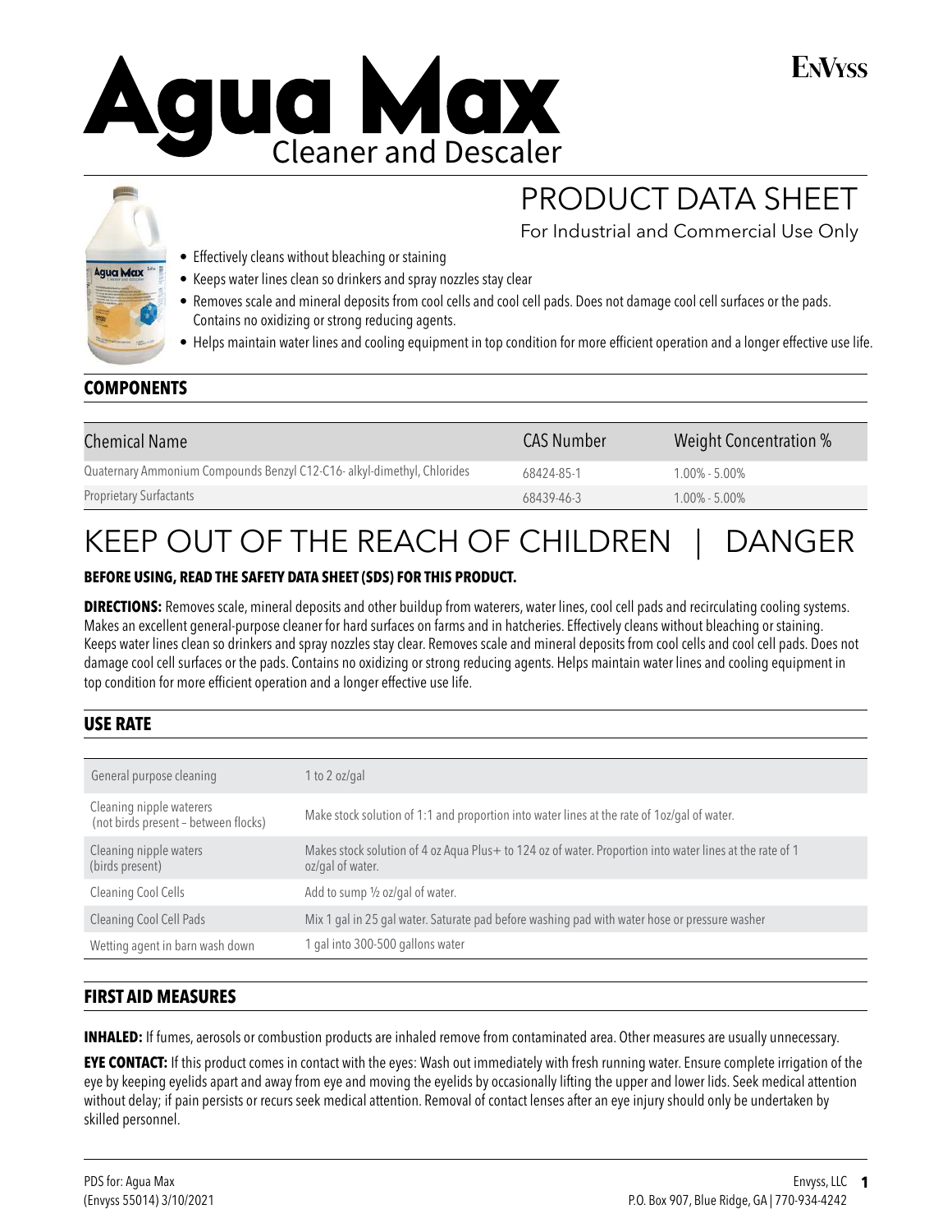# Agua Max

## Cleaner and Descaler

ENVYSS

# PRODUCT DATA SHEET

For Industrial and Commercial Use Only

- Effectively cleans without bleaching or staining
- Keeps water lines clean so drinkers and spray nozzles stay clear
- Removes scale and mineral deposits from cool cells and cool cell pads. Does not damage cool cell surfaces or the pads. Contains no oxidizing or strong reducing agents.
- Helps maintain water lines and cooling equipment in top condition for more efficient operation and a longer effective use life.

## COMPONENTS

| Chemical Name | CAS Number | Weight Concentration % |
|---|---|---|
| Quaternary Ammonium Compounds Benzyl C12-C16- alkyl-dimethyl, Chlorides | 68424-85-1 | 1.00% - 5.00% |
| Proprietary Surfactants | 68439-46-3 | 1.00% - 5.00% |

# KEEP OUT OF THE REACH OF CHILDREN | DANGER

**BEFORE USING, READ THE SAFETY DATA SHEET (SDS) FOR THIS PRODUCT.**

**DIRECTIONS:** Removes scale, mineral deposits and other buildup from waterers, water lines, cool cell pads and recirculating cooling systems. Makes an excellent general-purpose cleaner for hard surfaces on farms and in hatcheries. Effectively cleans without bleaching or staining. Keeps water lines clean so drinkers and spray nozzles stay clear. Removes scale and mineral deposits from cool cells and cool cell pads. Does not damage cool cell surfaces or the pads. Contains no oxidizing or strong reducing agents. Helps maintain water lines and cooling equipment in top condition for more efficient operation and a longer effective use life.

## USE RATE

| | |
|---|---|
| General purpose cleaning | 1 to 2 oz/gal |
| Cleaning nipple waterers (not birds present – between flocks) | Make stock solution of 1:1 and proportion into water lines at the rate of 1oz/gal of water. |
| Cleaning nipple waters (birds present) | Makes stock solution of 4 oz Aqua Plus+ to 124 oz of water. Proportion into water lines at the rate of 1 oz/gal of water. |
| Cleaning Cool Cells | Add to sump ½ oz/gal of water. |
| Cleaning Cool Cell Pads | Mix 1 gal in 25 gal water. Saturate pad before washing pad with water hose or pressure washer |
| Wetting agent in barn wash down | 1 gal into 300-500 gallons water |

## FIRST AID MEASURES

**INHALED:** If fumes, aerosols or combustion products are inhaled remove from contaminated area. Other measures are usually unnecessary.

**EYE CONTACT:** If this product comes in contact with the eyes: Wash out immediately with fresh running water. Ensure complete irrigation of the eye by keeping eyelids apart and away from eye and moving the eyelids by occasionally lifting the upper and lower lids. Seek medical attention without delay; if pain persists or recurs seek medical attention. Removal of contact lenses after an eye injury should only be undertaken by skilled personnel.

PDS for: Agua Max
(Envyss 55014) 3/10/2021

Envyss, LLC
P.O. Box 907, Blue Ridge, GA | 770-934-4242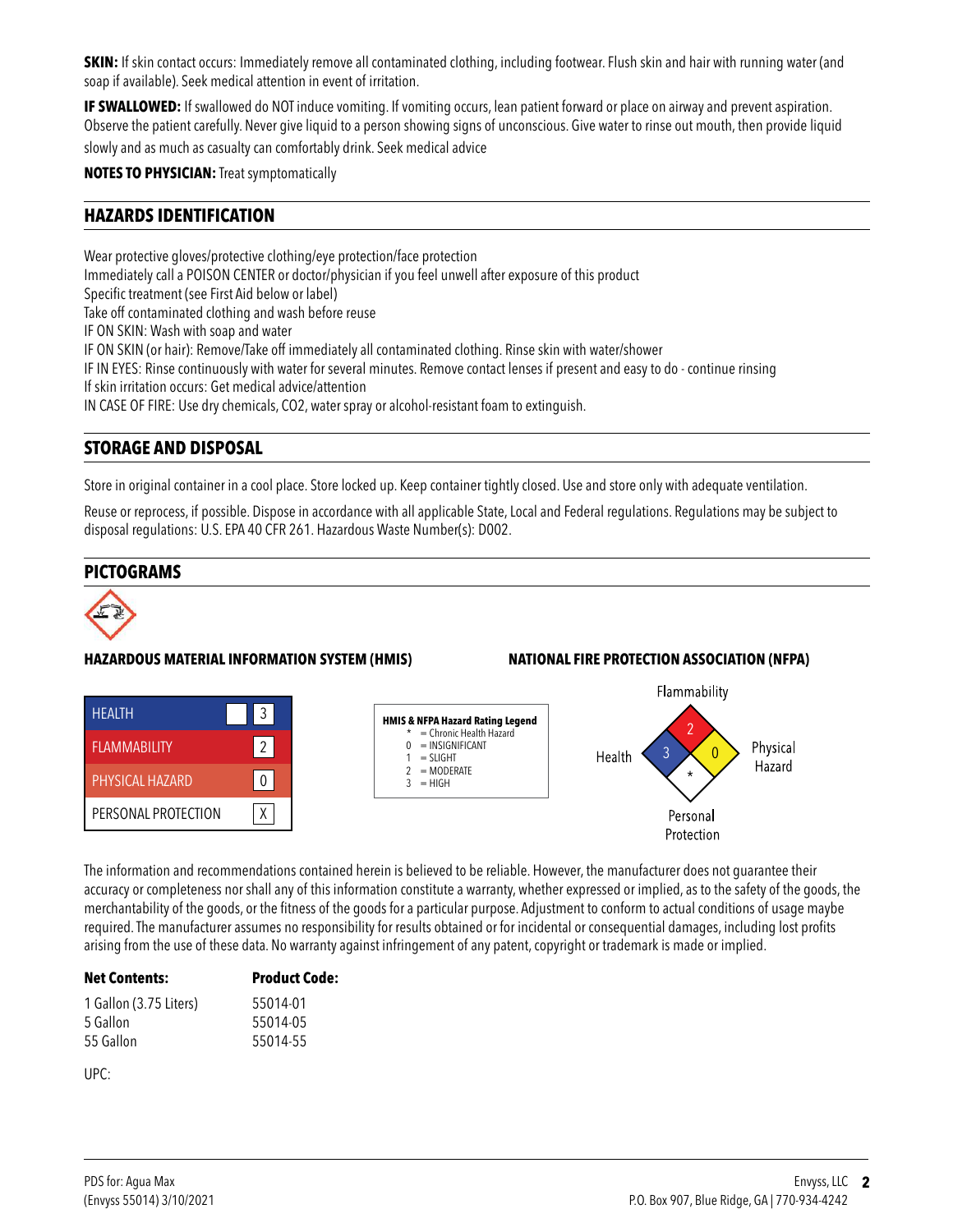**SKIN:** If skin contact occurs: Immediately remove all contaminated clothing, including footwear. Flush skin and hair with running water (and soap if available). Seek medical attention in event of irritation.

**IF SWALLOWED:** If swallowed do NOT induce vomiting. If vomiting occurs, lean patient forward or place on airway and prevent aspiration. Observe the patient carefully. Never give liquid to a person showing signs of unconscious. Give water to rinse out mouth, then provide liquid slowly and as much as casualty can comfortably drink. Seek medical advice

**NOTES TO PHYSICIAN:** Treat symptomatically

## HAZARDS IDENTIFICATION

Wear protective gloves/protective clothing/eye protection/face protection
Immediately call a POISON CENTER or doctor/physician if you feel unwell after exposure of this product
Specific treatment (see First Aid below or label)
Take off contaminated clothing and wash before reuse
IF ON SKIN: Wash with soap and water
IF ON SKIN (or hair): Remove/Take off immediately all contaminated clothing. Rinse skin with water/shower
IF IN EYES: Rinse continuously with water for several minutes. Remove contact lenses if present and easy to do - continue rinsing
If skin irritation occurs: Get medical advice/attention
IN CASE OF FIRE: Use dry chemicals, $CO_2$, water spray or alcohol-resistant foam to extinguish.

## STORAGE AND DISPOSAL

Store in original container in a cool place. Store locked up. Keep container tightly closed. Use and store only with adequate ventilation.

Reuse or reprocess, if possible. Dispose in accordance with all applicable State, Local and Federal regulations. Regulations may be subject to disposal regulations: U.S. EPA 40 CFR 261. Hazardous Waste Number(s): D002.

## PICTOGRAMS

### HAZARDOUS MATERIAL INFORMATION SYSTEM (HMIS)

| | | |
|---|---|---|
| HEALTH | | 3 |
| FLAMMABILITY | | 2 |
| PHYSICAL HAZARD | | 0 |
| PERSONAL PROTECTION | | X |

**HMIS & NFPA Hazard Rating Legend**
* = Chronic Health Hazard
0 = INSIGNIFICANT
1 = SLIGHT
2 = MODERATE
3 = HIGH

### NATIONAL FIRE PROTECTION ASSOCIATION (NFPA)

Flammability: 2
Health: 3
Physical Hazard: 0
Personal Protection: *

The information and recommendations contained herein is believed to be reliable. However, the manufacturer does not guarantee their accuracy or completeness nor shall any of this information constitute a warranty, whether expressed or implied, as to the safety of the goods, the merchantability of the goods, or the fitness of the goods for a particular purpose. Adjustment to conform to actual conditions of usage maybe required. The manufacturer assumes no responsibility for results obtained or for incidental or consequential damages, including lost profits arising from the use of these data. No warranty against infringement of any patent, copyright or trademark is made or implied.

| **Net Contents:** | **Product Code:** |
|---|---|
| 1 Gallon (3.75 Liters) | 55014-01 |
| 5 Gallon | 55014-05 |
| 55 Gallon | 55014-55 |

UPC:

PDS for: Agua Max
(Envyss 55014) 3/10/2021

Envyss, LLC
P.O. Box 907, Blue Ridge, GA | 770-934-4242